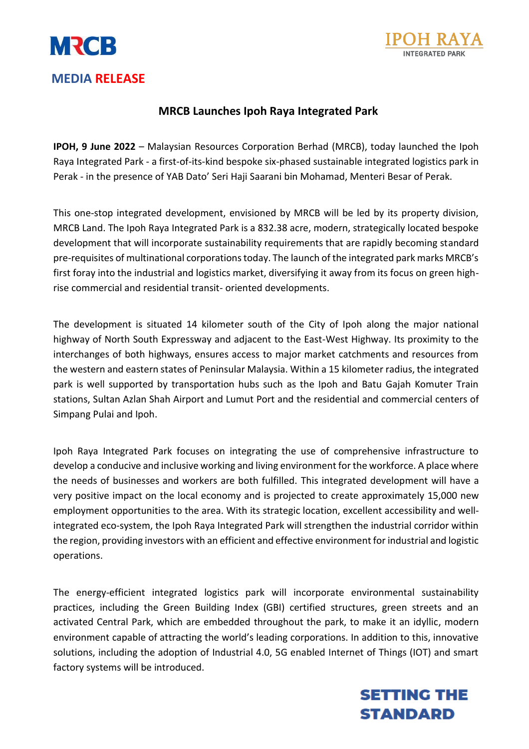MRCB

IPOH RAYA
INTEGRATED PARK

**MEDIA RELEASE**

## MRCB Launches Ipoh Raya Integrated Park

**IPOH, 9 June 2022** – Malaysian Resources Corporation Berhad (MRCB), today launched the Ipoh Raya Integrated Park - a first-of-its-kind bespoke six-phased sustainable integrated logistics park in Perak - in the presence of YAB Dato' Seri Haji Saarani bin Mohamad, Menteri Besar of Perak.

This one-stop integrated development, envisioned by MRCB will be led by its property division, MRCB Land. The Ipoh Raya Integrated Park is a 832.38 acre, modern, strategically located bespoke development that will incorporate sustainability requirements that are rapidly becoming standard pre-requisites of multinational corporations today. The launch of the integrated park marks MRCB's first foray into the industrial and logistics market, diversifying it away from its focus on green high-rise commercial and residential transit- oriented developments.

The development is situated 14 kilometer south of the City of Ipoh along the major national highway of North South Expressway and adjacent to the East-West Highway. Its proximity to the interchanges of both highways, ensures access to major market catchments and resources from the western and eastern states of Peninsular Malaysia. Within a 15 kilometer radius, the integrated park is well supported by transportation hubs such as the Ipoh and Batu Gajah Komuter Train stations, Sultan Azlan Shah Airport and Lumut Port and the residential and commercial centers of Simpang Pulai and Ipoh.

Ipoh Raya Integrated Park focuses on integrating the use of comprehensive infrastructure to develop a conducive and inclusive working and living environment for the workforce. A place where the needs of businesses and workers are both fulfilled. This integrated development will have a very positive impact on the local economy and is projected to create approximately 15,000 new employment opportunities to the area. With its strategic location, excellent accessibility and well-integrated eco-system, the Ipoh Raya Integrated Park will strengthen the industrial corridor within the region, providing investors with an efficient and effective environment for industrial and logistic operations.

The energy-efficient integrated logistics park will incorporate environmental sustainability practices, including the Green Building Index (GBI) certified structures, green streets and an activated Central Park, which are embedded throughout the park, to make it an idyllic, modern environment capable of attracting the world's leading corporations. In addition to this, innovative solutions, including the adoption of Industrial 4.0, 5G enabled Internet of Things (IOT) and smart factory systems will be introduced.

SETTING THE STANDARD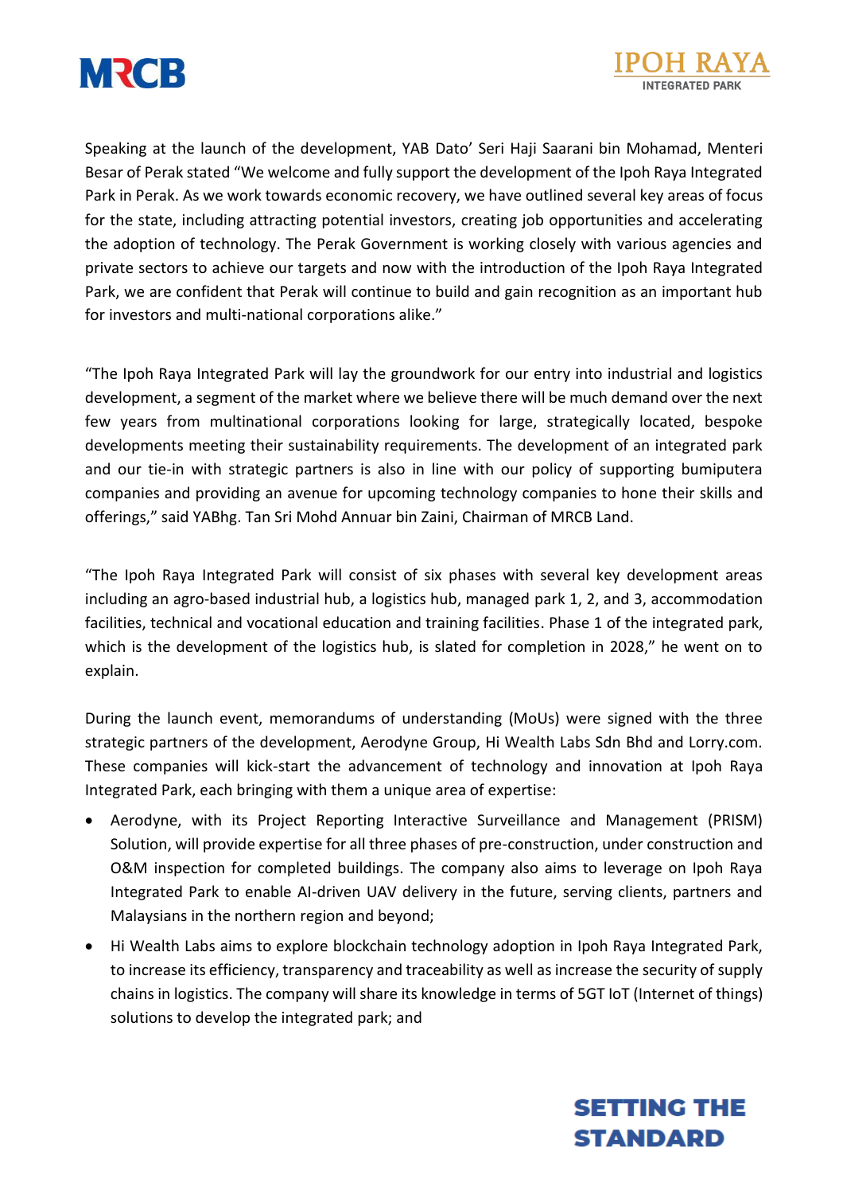Speaking at the launch of the development, YAB Dato' Seri Haji Saarani bin Mohamad, Menteri Besar of Perak stated "We welcome and fully support the development of the Ipoh Raya Integrated Park in Perak. As we work towards economic recovery, we have outlined several key areas of focus for the state, including attracting potential investors, creating job opportunities and accelerating the adoption of technology. The Perak Government is working closely with various agencies and private sectors to achieve our targets and now with the introduction of the Ipoh Raya Integrated Park, we are confident that Perak will continue to build and gain recognition as an important hub for investors and multi-national corporations alike."

"The Ipoh Raya Integrated Park will lay the groundwork for our entry into industrial and logistics development, a segment of the market where we believe there will be much demand over the next few years from multinational corporations looking for large, strategically located, bespoke developments meeting their sustainability requirements. The development of an integrated park and our tie-in with strategic partners is also in line with our policy of supporting bumiputera companies and providing an avenue for upcoming technology companies to hone their skills and offerings," said YABhg. Tan Sri Mohd Annuar bin Zaini, Chairman of MRCB Land.

"The Ipoh Raya Integrated Park will consist of six phases with several key development areas including an agro-based industrial hub, a logistics hub, managed park 1, 2, and 3, accommodation facilities, technical and vocational education and training facilities. Phase 1 of the integrated park, which is the development of the logistics hub, is slated for completion in 2028," he went on to explain.

During the launch event, memorandums of understanding (MoUs) were signed with the three strategic partners of the development, Aerodyne Group, Hi Wealth Labs Sdn Bhd and Lorry.com. These companies will kick-start the advancement of technology and innovation at Ipoh Raya Integrated Park, each bringing with them a unique area of expertise:

- Aerodyne, with its Project Reporting Interactive Surveillance and Management (PRISM) Solution, will provide expertise for all three phases of pre-construction, under construction and O&M inspection for completed buildings. The company also aims to leverage on Ipoh Raya Integrated Park to enable AI-driven UAV delivery in the future, serving clients, partners and Malaysians in the northern region and beyond;
- Hi Wealth Labs aims to explore blockchain technology adoption in Ipoh Raya Integrated Park, to increase its efficiency, transparency and traceability as well as increase the security of supply chains in logistics. The company will share its knowledge in terms of 5GT IoT (Internet of things) solutions to develop the integrated park; and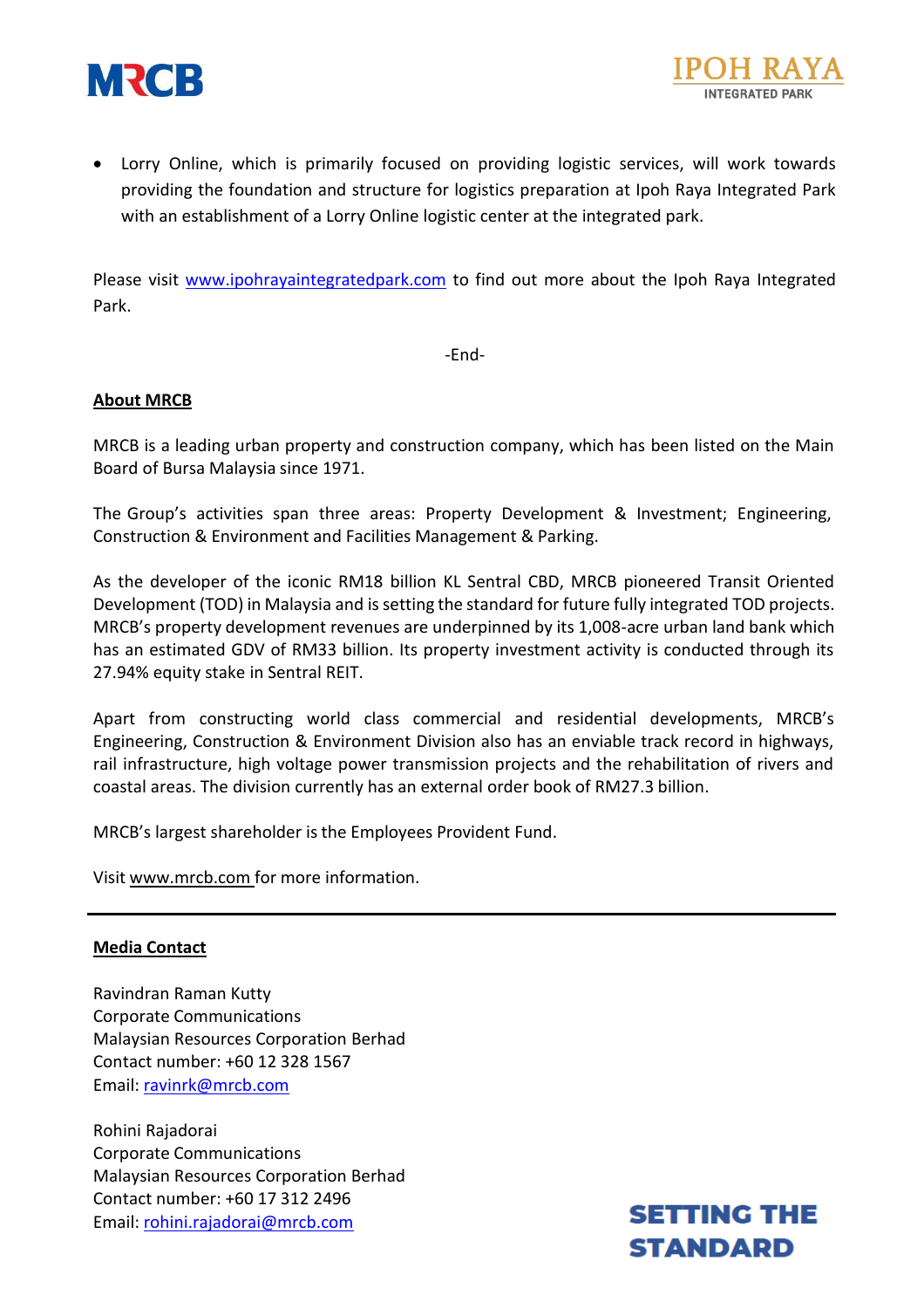- Lorry Online, which is primarily focused on providing logistic services, will work towards providing the foundation and structure for logistics preparation at Ipoh Raya Integrated Park with an establishment of a Lorry Online logistic center at the integrated park.

Please visit www.ipohrayaintegratedpark.com to find out more about the Ipoh Raya Integrated Park.

-End-

**About MRCB**

MRCB is a leading urban property and construction company, which has been listed on the Main Board of Bursa Malaysia since 1971.

The Group's activities span three areas: Property Development & Investment; Engineering, Construction & Environment and Facilities Management & Parking.

As the developer of the iconic RM18 billion KL Sentral CBD, MRCB pioneered Transit Oriented Development (TOD) in Malaysia and is setting the standard for future fully integrated TOD projects. MRCB's property development revenues are underpinned by its 1,008-acre urban land bank which has an estimated GDV of RM33 billion. Its property investment activity is conducted through its 27.94% equity stake in Sentral REIT.

Apart from constructing world class commercial and residential developments, MRCB's Engineering, Construction & Environment Division also has an enviable track record in highways, rail infrastructure, high voltage power transmission projects and the rehabilitation of rivers and coastal areas. The division currently has an external order book of RM27.3 billion.

MRCB's largest shareholder is the Employees Provident Fund.

Visit www.mrcb.com for more information.

---

**Media Contact**

Ravindran Raman Kutty
Corporate Communications
Malaysian Resources Corporation Berhad
Contact number: +60 12 328 1567
Email: ravinrk@mrcb.com

Rohini Rajadorai
Corporate Communications
Malaysian Resources Corporation Berhad
Contact number: +60 17 312 2496
Email: rohini.rajadorai@mrcb.com

SETTING THE STANDARD